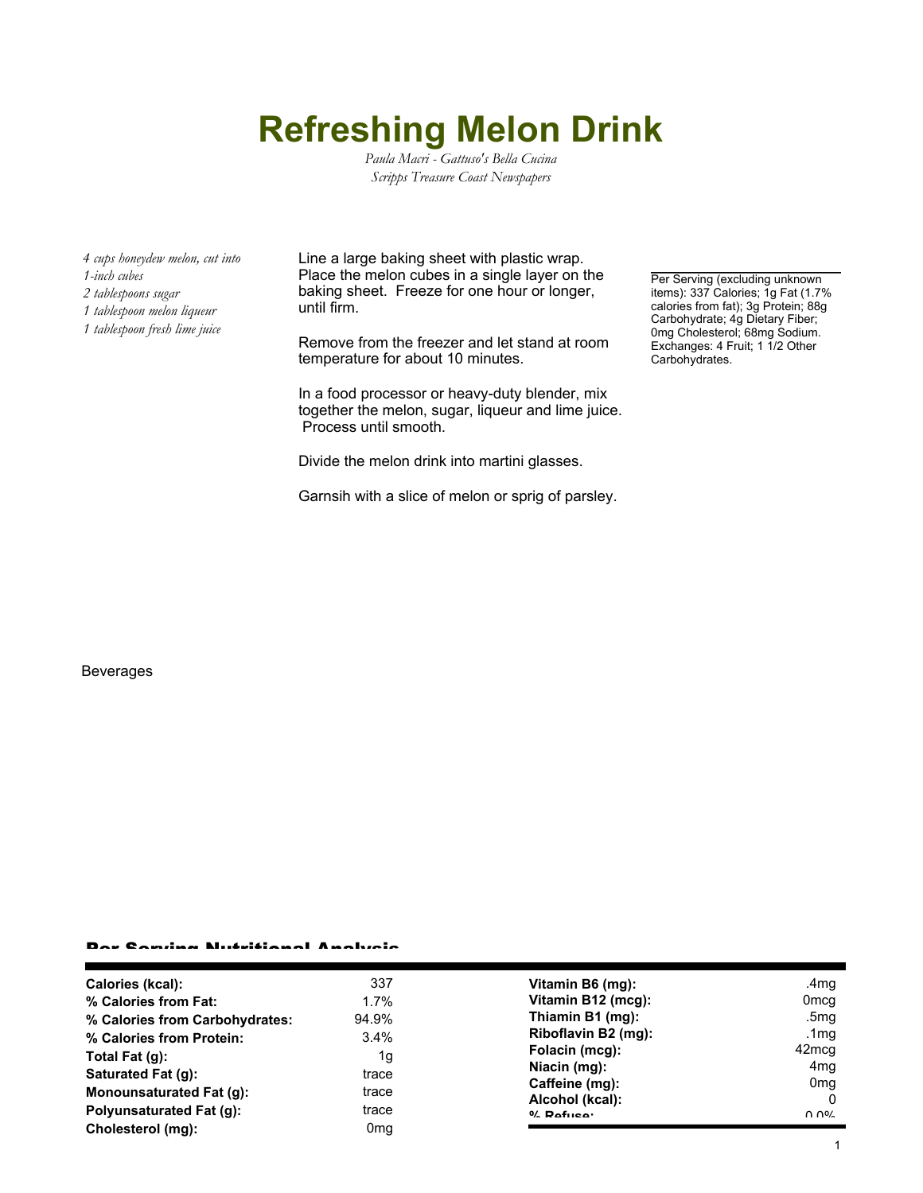# Refreshing Melon Drink

*Paula Macri - Gattuso's Bella Cucina*
*Scripps Treasure Coast Newspapers*

*4 cups honeydew melon, cut into 1-inch cubes*
*2 tablespoons sugar*
*1 tablespoon melon liqueur*
*1 tablespoon fresh lime juice*

Line a large baking sheet with plastic wrap. Place the melon cubes in a single layer on the baking sheet. Freeze for one hour or longer, until firm.

Remove from the freezer and let stand at room temperature for about 10 minutes.

In a food processor or heavy-duty blender, mix together the melon, sugar, liqueur and lime juice. Process until smooth.

Divide the melon drink into martini glasses.

Garnsih with a slice of melon or sprig of parsley.

Per Serving (excluding unknown items): 337 Calories; 1g Fat (1.7% calories from fat); 3g Protein; 88g Carbohydrate; 4g Dietary Fiber; 0mg Cholesterol; 68mg Sodium. Exchanges: 4 Fruit; 1 1/2 Other Carbohydrates.

Beverages

## Per Serving Nutritional Analysis

| | | | |
|---|---|---|---|
| **Calories (kcal):** | 337 | **Vitamin B6 (mg):** | .4mg |
| **% Calories from Fat:** | 1.7% | **Vitamin B12 (mcg):** | 0mcg |
| **% Calories from Carbohydrates:** | 94.9% | **Thiamin B1 (mg):** | .5mg |
| **% Calories from Protein:** | 3.4% | **Riboflavin B2 (mg):** | .1mg |
| **Total Fat (g):** | 1g | **Folacin (mcg):** | 42mcg |
| **Saturated Fat (g):** | trace | **Niacin (mg):** | 4mg |
| **Monounsaturated Fat (g):** | trace | **Caffeine (mg):** | 0mg |
| **Polyunsaturated Fat (g):** | trace | **Alcohol (kcal):** | 0 |
| **Cholesterol (mg):** | 0mg | **% Refuse:** | 0.0% |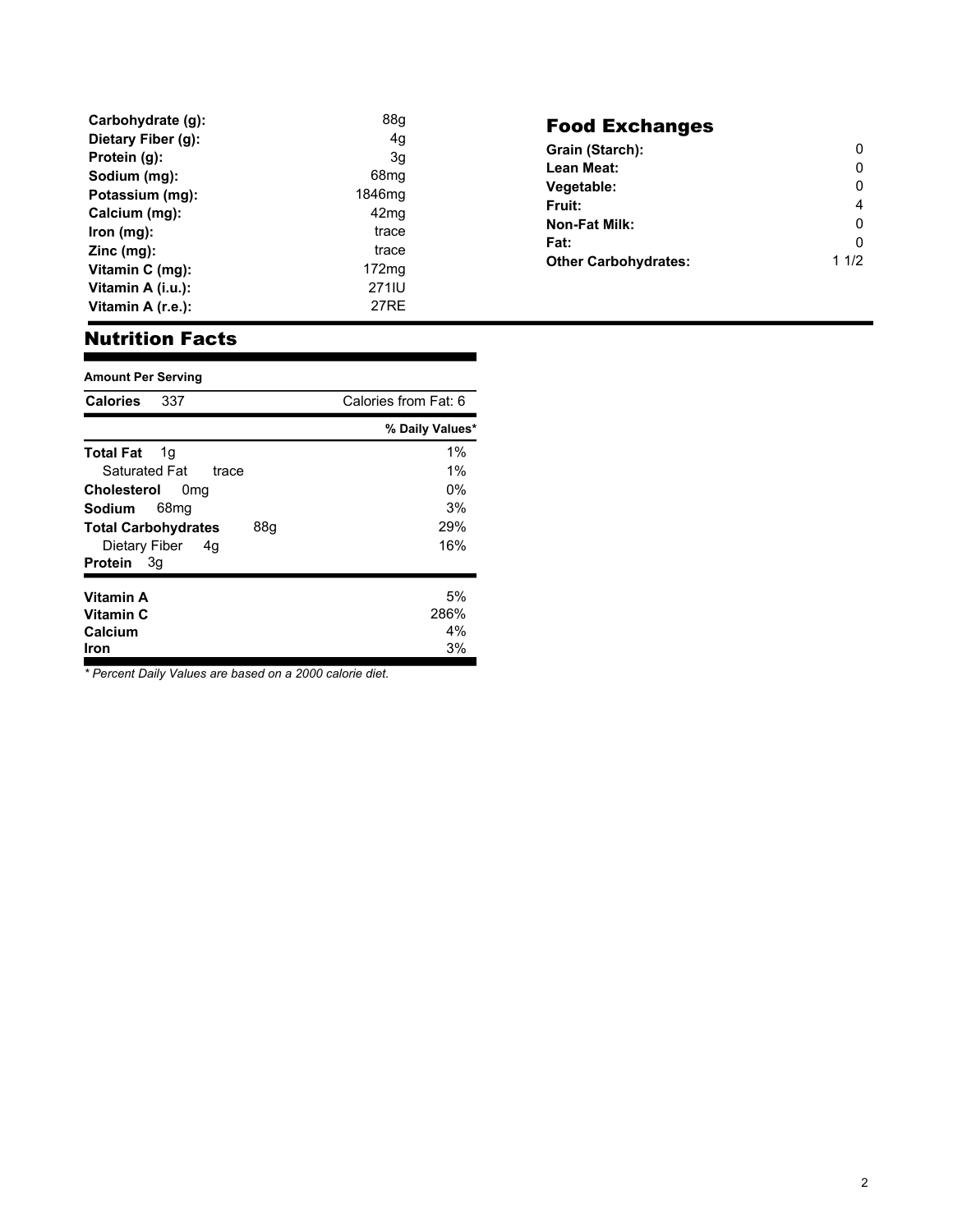| | |
|---|---|
| **Carbohydrate (g):** | 88g |
| **Dietary Fiber (g):** | 4g |
| **Protein (g):** | 3g |
| **Sodium (mg):** | 68mg |
| **Potassium (mg):** | 1846mg |
| **Calcium (mg):** | 42mg |
| **Iron (mg):** | trace |
| **Zinc (mg):** | trace |
| **Vitamin C (mg):** | 172mg |
| **Vitamin A (i.u.):** | 271IU |
| **Vitamin A (r.e.):** | 27RE |

## Food Exchanges

| | |
|---|---|
| **Grain (Starch):** | 0 |
| **Lean Meat:** | 0 |
| **Vegetable:** | 0 |
| **Fruit:** | 4 |
| **Non-Fat Milk:** | 0 |
| **Fat:** | 0 |
| **Other Carbohydrates:** | 1 1/2 |

## Nutrition Facts

**Amount Per Serving**

| | |
|---|---|
| **Calories** 337 | Calories from Fat: 6 |
| | **% Daily Values*** |
| **Total Fat** 1g | 1% |
| Saturated Fat trace | 1% |
| **Cholesterol** 0mg | 0% |
| **Sodium** 68mg | 3% |
| **Total Carbohydrates** 88g | 29% |
| Dietary Fiber 4g | 16% |
| **Protein** 3g | |
| **Vitamin A** | 5% |
| **Vitamin C** | 286% |
| **Calcium** | 4% |
| **Iron** | 3% |

*\* Percent Daily Values are based on a 2000 calorie diet.*